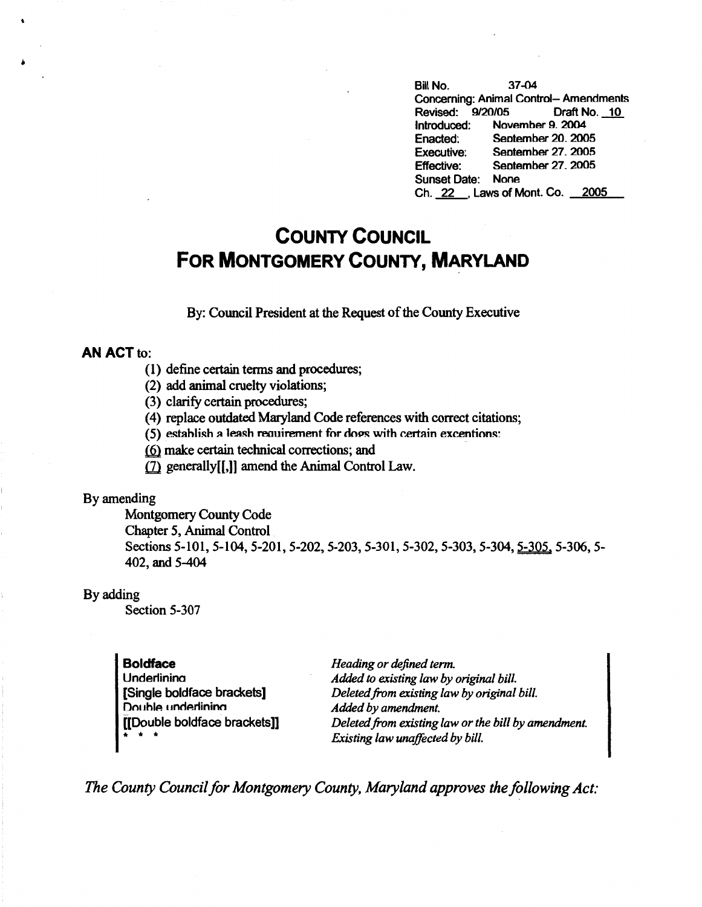Bill No. 37-04
Concerning: Animal Control– Amendments
Revised: 9/20/05 Draft No. 10
Introduced: November 9, 2004
Enacted: September 20, 2005
Executive: September 27, 2005
Effective: September 27, 2005
Sunset Date: None
Ch. 22, Laws of Mont. Co. 2005

# COUNTY COUNCIL FOR MONTGOMERY COUNTY, MARYLAND

By: Council President at the Request of the County Executive

**AN ACT** to:

(1) define certain terms and procedures;
(2) add animal cruelty violations;
(3) clarify certain procedures;
(4) replace outdated Maryland Code references with correct citations;
(5) establish a leash requirement for dogs with certain exceptions;
(6) make certain technical corrections; and
(7) generally[[,]] amend the Animal Control Law.

By amending

Montgomery County Code
Chapter 5, Animal Control
Sections 5-101, 5-104, 5-201, 5-202, 5-203, 5-301, 5-302, 5-303, 5-304, 5-305, 5-306, 5-402, and 5-404

By adding

Section 5-307

| | |
|---|---|
| **Boldface** | *Heading or defined term.* |
| Underlining | *Added to existing law by original bill.* |
| **[Single boldface brackets]** | *Deleted from existing law by original bill.* |
| Double underlining | *Added by amendment.* |
| **[[Double boldface brackets]]** | *Deleted from existing law or the bill by amendment.* |
| * * * | *Existing law unaffected by bill.* |

*The County Council for Montgomery County, Maryland approves the following Act:*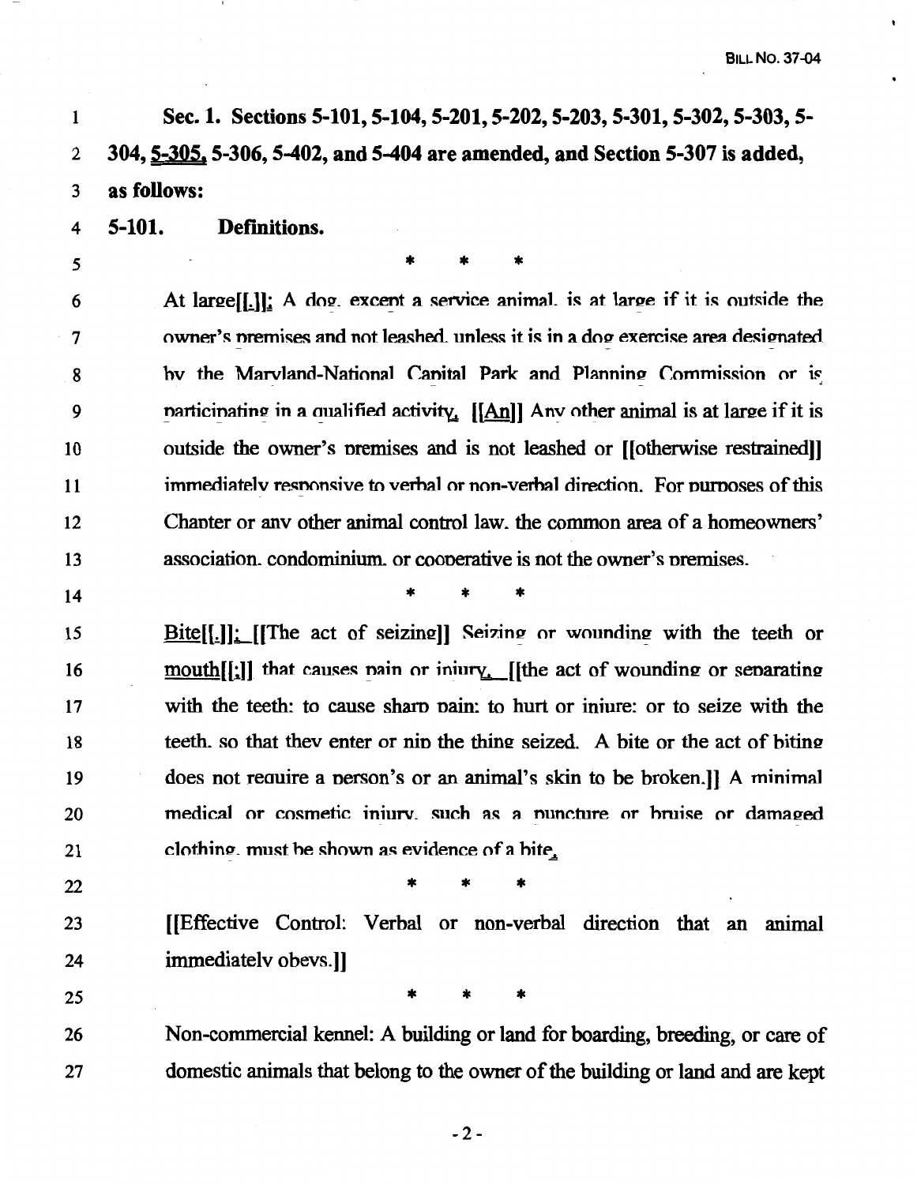**Sec. 1. Sections 5-101, 5-104, 5-201, 5-202, 5-203, 5-301, 5-302, 5-303, 5-304, 5-305, 5-306, 5-402, and 5-404 are amended, and Section 5-307 is added, as follows:**

**5-101. Definitions.**

\* \* \*

At large[[.]]: A dog, except a service animal, is at large if it is outside the owner's premises and not leashed, unless it is in a dog exercise area designated by the Maryland-National Capital Park and Planning Commission or is participating in a qualified activity. [[An]] Any other animal is at large if it is outside the owner's premises and is not leashed or [[otherwise restrained]] immediately responsive to verbal or non-verbal direction. For purposes of this Chapter or any other animal control law, the common area of a homeowners' association, condominium, or cooperative is not the owner's premises.

\* \* \*

Bite[[.]]: [[The act of seizing]] Seizing or wounding with the teeth or mouth[[;]] that causes pain or injury. [[the act of wounding or separating with the teeth: to cause sharp pain: to hurt or injure: or to seize with the teeth, so that they enter or nip the thing seized. A bite or the act of biting does not require a person's or an animal's skin to be broken.]] A minimal medical or cosmetic injury, such as a puncture or bruise or damaged clothing, must be shown as evidence of a bite.

\* \* \*

[[Effective Control: Verbal or non-verbal direction that an animal immediately obeys.]]

\* \* \*

Non-commercial kennel: A building or land for boarding, breeding, or care of domestic animals that belong to the owner of the building or land and are kept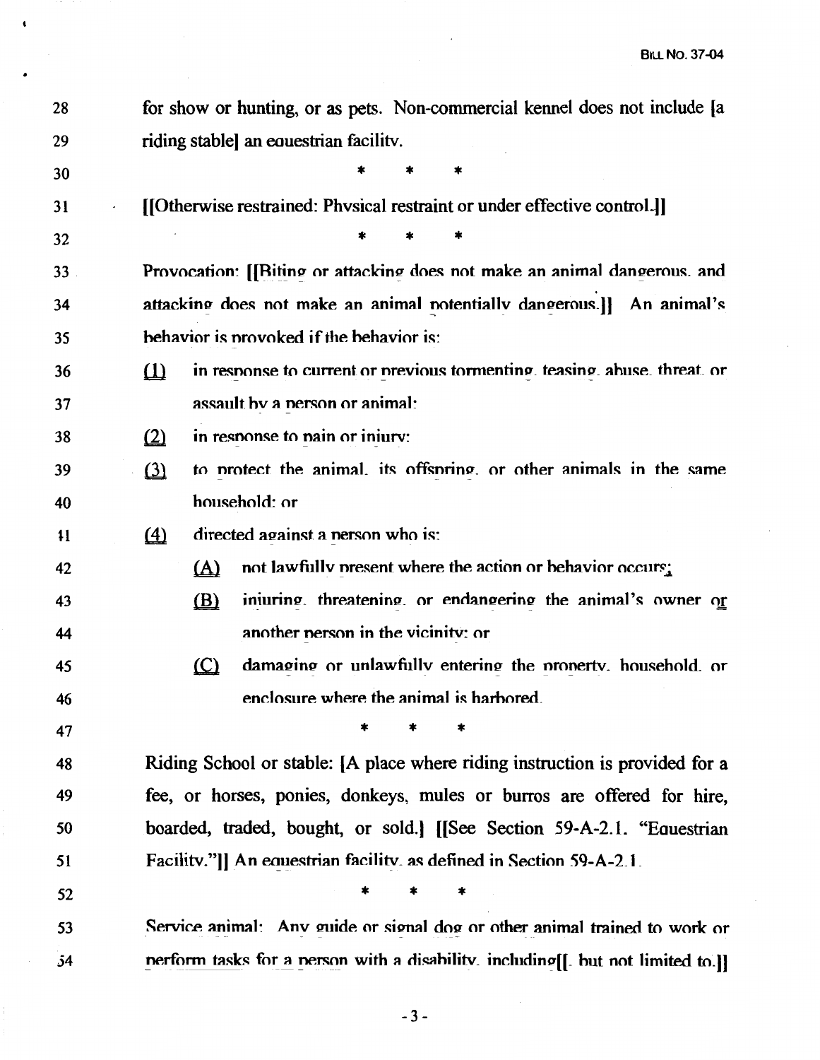28 for show or hunting, or as pets. Non-commercial kennel does not include [a
29 riding stable] an equestrian facility.

30 * * *

31 [[Otherwise restrained: Physical restraint or under effective control.]]

32 * * *

33 Provocation: [[Biting or attacking does not make an animal dangerous, and
34 attacking does not make an animal potentially dangerous.]] An animal's
35 behavior is provoked if the behavior is:

36 (1) in response to current or previous tormenting, teasing, abuse, threat, or
37 assault by a person or animal;

38 (2) in response to pain or injury;

39 (3) to protect the animal, its offspring, or other animals in the same
40 household; or

41 (4) directed against a person who is:

42 (A) not lawfully present where the action or behavior occurs;

43 (B) injuring, threatening, or endangering the animal's owner or
44 another person in the vicinity; or

45 (C) damaging or unlawfully entering the property, household, or
46 enclosure where the animal is harbored.

47 * * *

48 Riding School or stable: [A place where riding instruction is provided for a
49 fee, or horses, ponies, donkeys, mules or burros are offered for hire,
50 boarded, traded, bought, or sold.] [[See Section 59-A-2.1. "Equestrian
51 Facility."]] An equestrian facility, as defined in Section 59-A-2.1.

52 * * *

53 Service animal: Any guide or signal dog or other animal trained to work or
54 perform tasks for a person with a disability, including[[, but not limited to,]]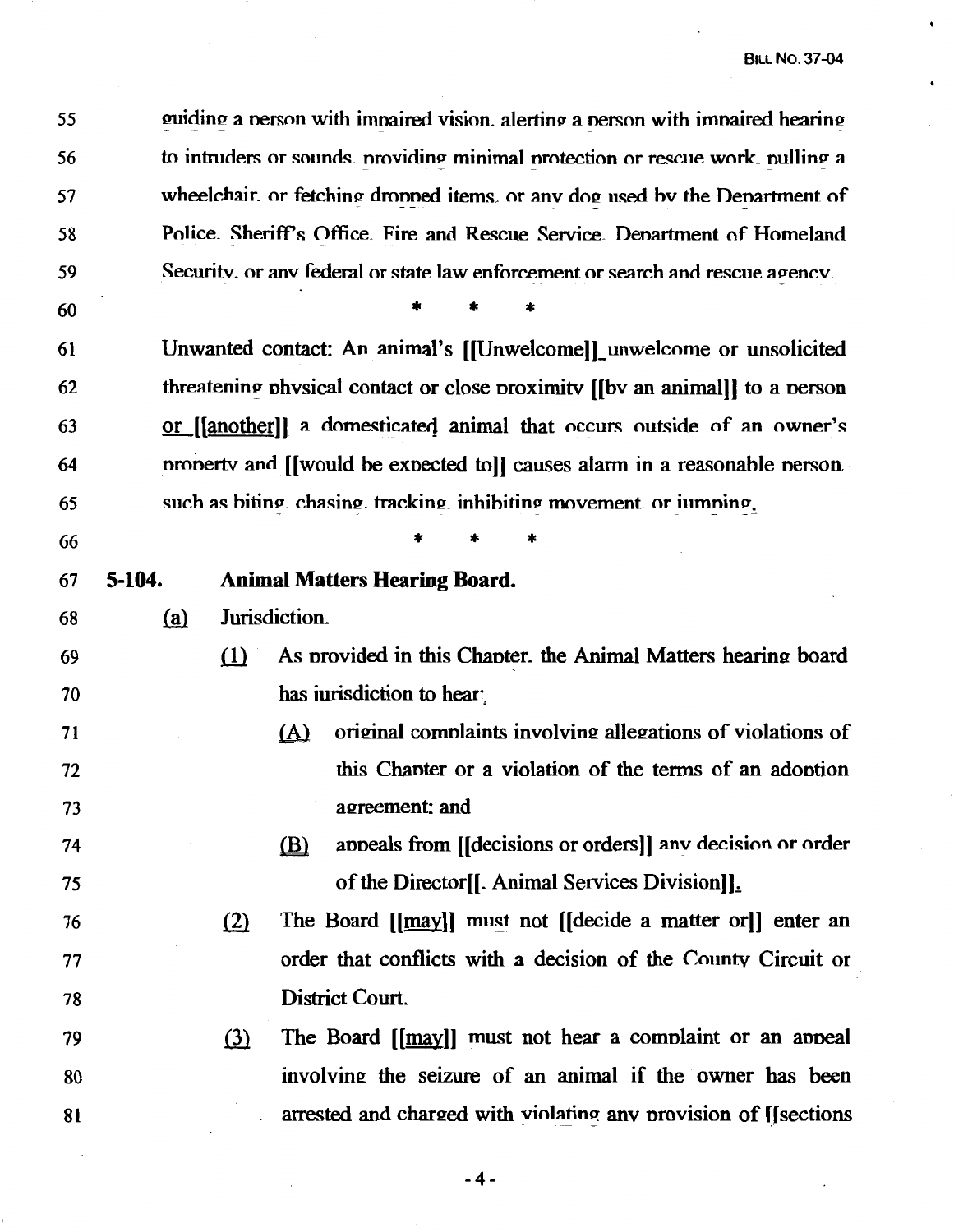guiding a person with impaired vision, alerting a person with impaired hearing to intruders or sounds, providing minimal protection or rescue work, pulling a wheelchair, or fetching dropped items, or any dog used by the Department of Police, Sheriff's Office, Fire and Rescue Service, Department of Homeland Security, or any federal or state law enforcement or search and rescue agency.

\* \* \*

Unwanted contact: An animal's [[Unwelcome]] unwelcome or unsolicited threatening physical contact or close proximity [[by an animal]] to a person or [[another]] a domesticated animal that occurs outside of an owner's property and [[would be expected to]] causes alarm in a reasonable person, such as biting, chasing, tracking, inhibiting movement, or jumping.

\* \* \*

**5-104. Animal Matters Hearing Board.**

(a) Jurisdiction.

(1) As provided in this Chapter, the Animal Matters hearing board has jurisdiction to hear:

(A) original complaints involving allegations of violations of this Chapter or a violation of the terms of an adoption agreement; and

(B) appeals from [[decisions or orders]] any decision or order of the Director[[, Animal Services Division]].

(2) The Board [[may]] must not [[decide a matter or]] enter an order that conflicts with a decision of the County Circuit or District Court.

(3) The Board [[may]] must not hear a complaint or an appeal involving the seizure of an animal if the owner has been arrested and charged with violating any provision of [[sections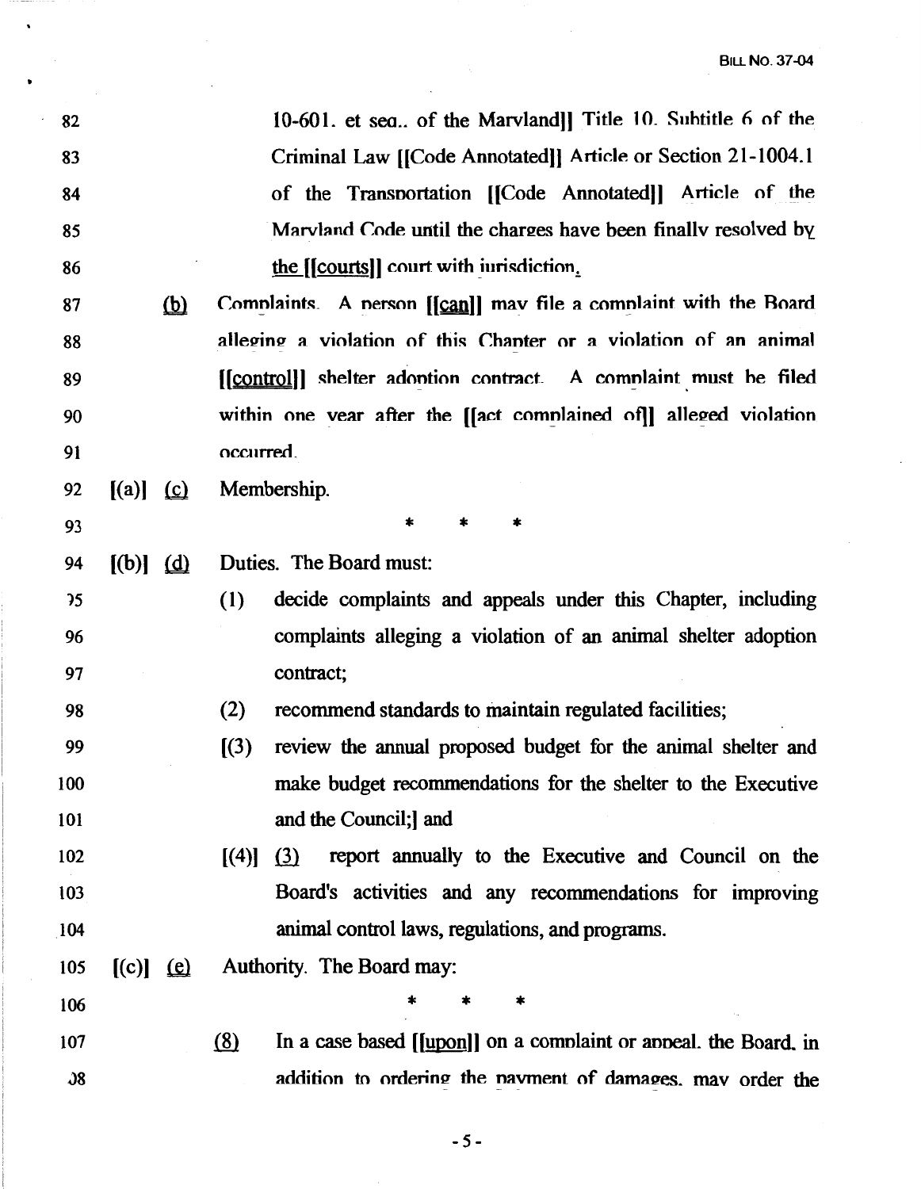10-601. et seq.. of the Maryland]] Title 10. Subtitle 6 of the Criminal Law [[Code Annotated]] Article or Section 21-1004.1 of the Transportation [[Code Annotated]] Article of the Maryland Code until the charges have been finally resolved by the [[courts]] court with jurisdiction.

(b) Complaints. A person [[can]] may file a complaint with the Board alleging a violation of this Chapter or a violation of an animal [[control]] shelter adoption contract. A complaint must be filed within one year after the [[act complained of]] alleged violation occurred.

[(a)] (c) Membership.

\* \* \*

[(b)] (d) Duties. The Board must:

(1) decide complaints and appeals under this Chapter, including complaints alleging a violation of an animal shelter adoption contract;

(2) recommend standards to maintain regulated facilities;

[(3) review the annual proposed budget for the animal shelter and make budget recommendations for the shelter to the Executive and the Council;] and

[(4)] (3) report annually to the Executive and Council on the Board's activities and any recommendations for improving animal control laws, regulations, and programs.

[(c)] (e) Authority. The Board may:

\* \* \*

(8) In a case based [[upon]] on a complaint or appeal. the Board. in addition to ordering the payment of damages. may order the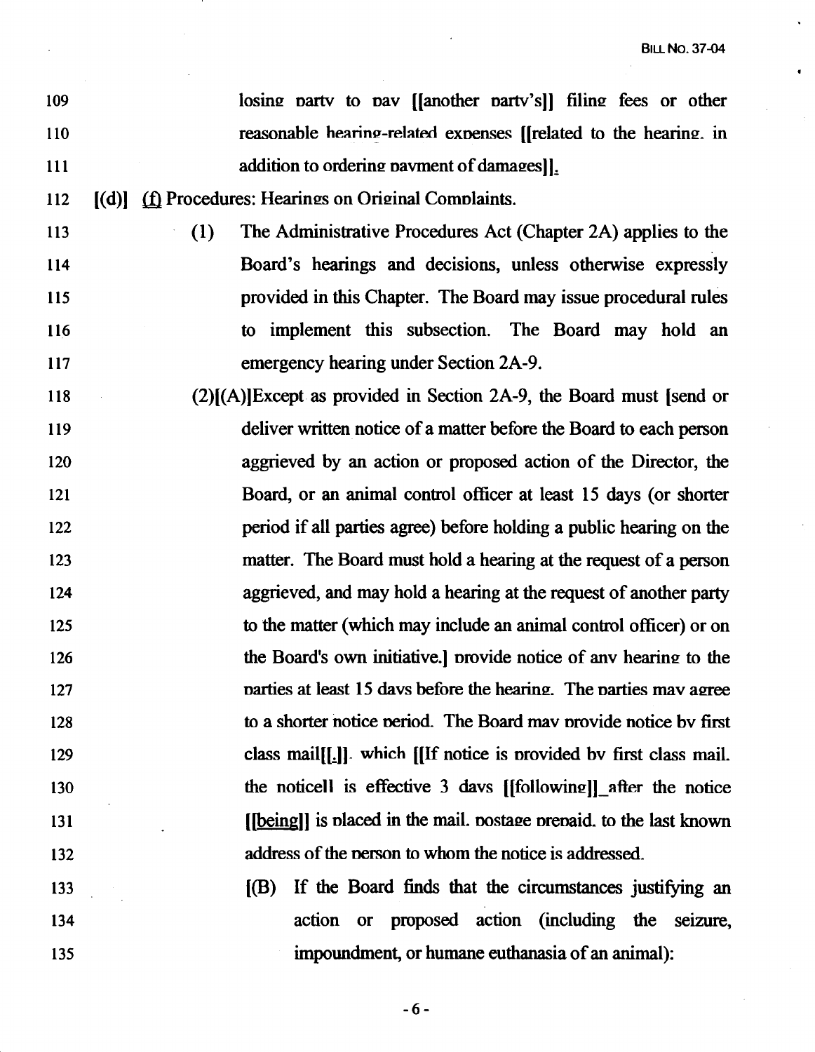109 losing party to pay [[another party's]] filing fees or other
110 reasonable hearing-related expenses [[related to the hearing, in
111 addition to ordering payment of damages]].

112 [(d)] (f) Procedures: Hearings on Original Complaints.

113 (1) The Administrative Procedures Act (Chapter 2A) applies to the
114 Board's hearings and decisions, unless otherwise expressly
115 provided in this Chapter. The Board may issue procedural rules
116 to implement this subsection. The Board may hold an
117 emergency hearing under Section 2A-9.

118 (2)[(A)]Except as provided in Section 2A-9, the Board must [send or
119 deliver written notice of a matter before the Board to each person
120 aggrieved by an action or proposed action of the Director, the
121 Board, or an animal control officer at least 15 days (or shorter
122 period if all parties agree) before holding a public hearing on the
123 matter. The Board must hold a hearing at the request of a person
124 aggrieved, and may hold a hearing at the request of another party
125 to the matter (which may include an animal control officer) or on
126 the Board's own initiative.] provide notice of any hearing to the
127 parties at least 15 days before the hearing. The parties may agree
128 to a shorter notice period. The Board may provide notice by first
129 class mail[[.]], which [[If notice is provided by first class mail,
130 the notice]] is effective 3 days [[following]] after the notice
131 [[being]] is placed in the mail, postage prepaid, to the last known
132 address of the person to whom the notice is addressed.

133 [(B) If the Board finds that the circumstances justifying an
134 action or proposed action (including the seizure,
135 impoundment, or humane euthanasia of an animal):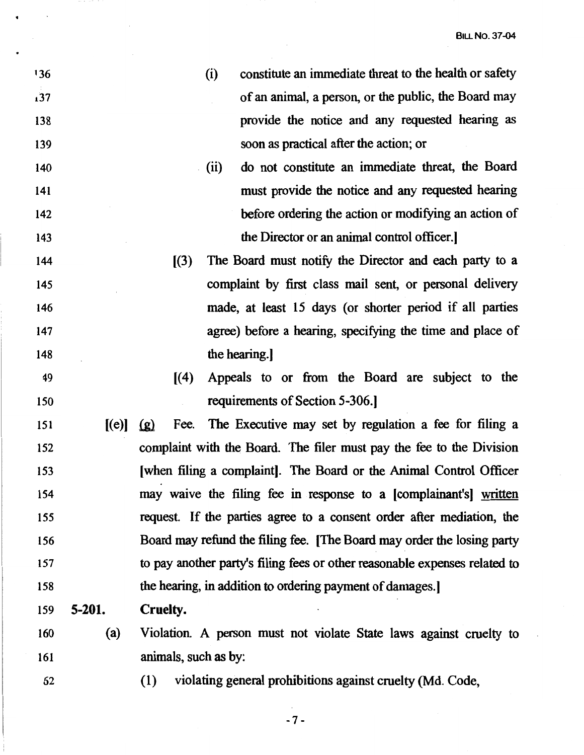136 (i) constitute an immediate threat to the health or safety
137 of an animal, a person, or the public, the Board may
138 provide the notice and any requested hearing as
139 soon as practical after the action; or

140 (ii) do not constitute an immediate threat, the Board
141 must provide the notice and any requested hearing
142 before ordering the action or modifying an action of
143 the Director or an animal control officer.]

144 [(3) The Board must notify the Director and each party to a
145 complaint by first class mail sent, or personal delivery
146 made, at least 15 days (or shorter period if all parties
147 agree) before a hearing, specifying the time and place of
148 the hearing.]

149 [(4) Appeals to or from the Board are subject to the
150 requirements of Section 5-306.]

151 [(e)] <u>(g)</u> Fee. The Executive may set by regulation a fee for filing a
152 complaint with the Board. The filer must pay the fee to the Division
153 [when filing a complaint]. The Board or the Animal Control Officer
154 may waive the filing fee in response to a [complainant's] <u>written</u>
155 request. If the parties agree to a consent order after mediation, the
156 Board may refund the filing fee. [The Board may order the losing party
157 to pay another party's filing fees or other reasonable expenses related to
158 the hearing, in addition to ordering payment of damages.]

159 **5-201. Cruelty.**

160 (a) Violation. A person must not violate State laws against cruelty to
161 animals, such as by:

162 (1) violating general prohibitions against cruelty (Md. Code,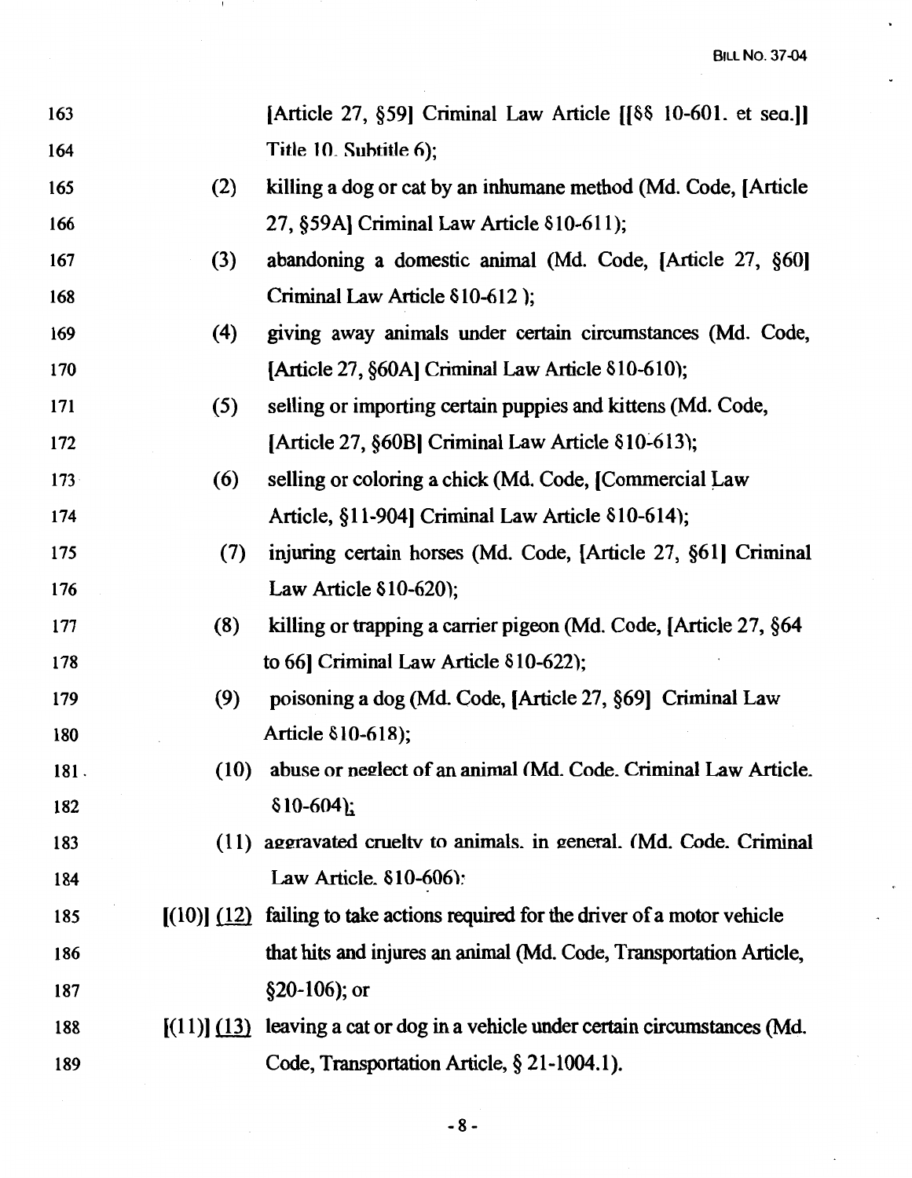163 [Article 27, §59] Criminal Law Article [[§§ 10-601. et seq.]] Title 10. Subtitle 6);

165 (2) killing a dog or cat by an inhumane method (Md. Code, [Article 27, §59A] Criminal Law Article §10-611);

167 (3) abandoning a domestic animal (Md. Code, [Article 27, §60] Criminal Law Article §10-612 );

169 (4) giving away animals under certain circumstances (Md. Code, [Article 27, §60A] Criminal Law Article §10-610);

171 (5) selling or importing certain puppies and kittens (Md. Code, [Article 27, §60B] Criminal Law Article §10-613);

173 (6) selling or coloring a chick (Md. Code, [Commercial Law Article, §11-904] Criminal Law Article §10-614);

175 (7) injuring certain horses (Md. Code, [Article 27, §61] Criminal Law Article §10-620);

177 (8) killing or trapping a carrier pigeon (Md. Code, [Article 27, §64 to 66] Criminal Law Article §10-622);

179 (9) poisoning a dog (Md. Code, [Article 27, §69] Criminal Law Article §10-618);

181 (10) abuse or neglect of an animal (Md. Code. Criminal Law Article. §10-604);

183 (11) aggravated cruelty to animals. in general. (Md. Code. Criminal Law Article. §10-606);

185 [(10)] (12) failing to take actions required for the driver of a motor vehicle that hits and injures an animal (Md. Code, Transportation Article, §20-106); or

188 [(11)] (13) leaving a cat or dog in a vehicle under certain circumstances (Md. Code, Transportation Article, § 21-1004.1).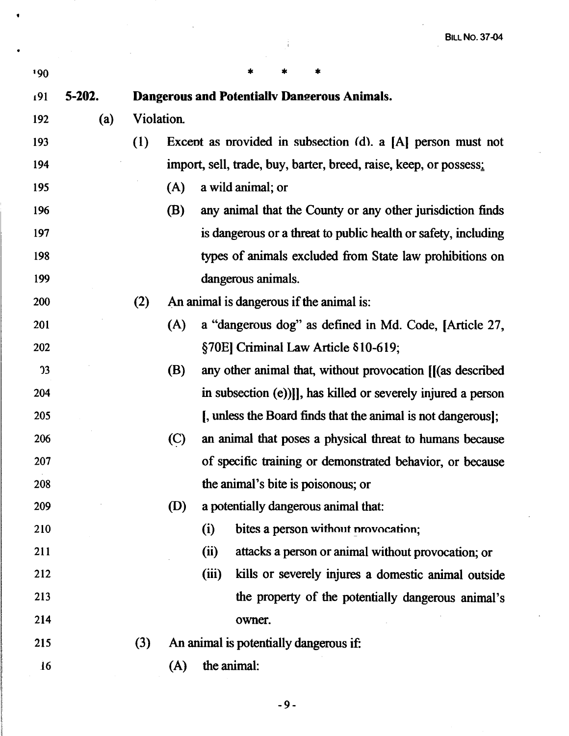\* \* \*

**5-202. Dangerous and Potentially Dangerous Animals.**

(a) Violation.

(1) Except as provided in subsection (d), a [A] person must not import, sell, trade, buy, barter, breed, raise, keep, or possess:

(A) a wild animal; or

(B) any animal that the County or any other jurisdiction finds is dangerous or a threat to public health or safety, including types of animals excluded from State law prohibitions on dangerous animals.

(2) An animal is dangerous if the animal is:

(A) a "dangerous dog" as defined in Md. Code, [Article 27, §70E] Criminal Law Article §10-619;

(B) any other animal that, without provocation [[(as described in subsection (e))]], has killed or severely injured a person [, unless the Board finds that the animal is not dangerous];

(C) an animal that poses a physical threat to humans because of specific training or demonstrated behavior, or because the animal's bite is poisonous; or

(D) a potentially dangerous animal that:

(i) bites a person without provocation;

(ii) attacks a person or animal without provocation; or

(iii) kills or severely injures a domestic animal outside the property of the potentially dangerous animal's owner.

(3) An animal is potentially dangerous if:

(A) the animal: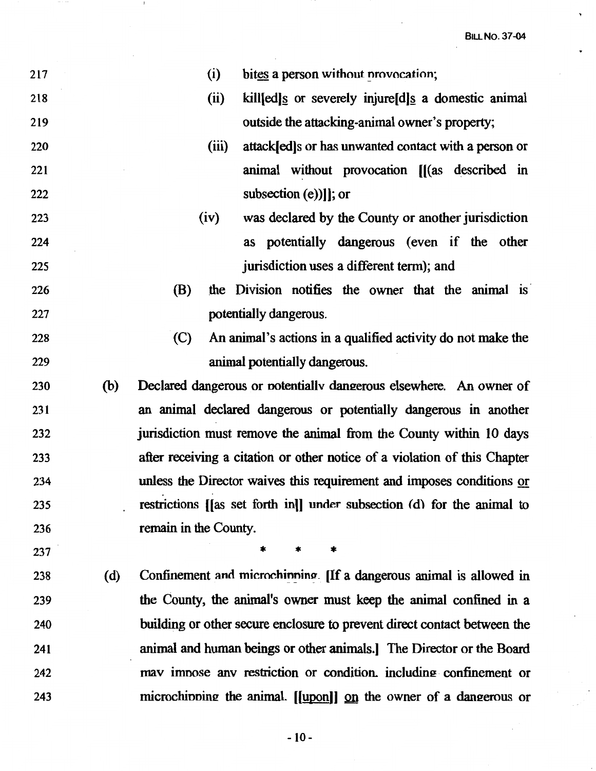(i) bites a person without provocation;

(ii) kill[ed]s or severely injure[d]s a domestic animal outside the attacking-animal owner's property;

(iii) attack[ed]s or has unwanted contact with a person or animal without provocation [[(as described in subsection (e))]]; or

(iv) was declared by the County or another jurisdiction as potentially dangerous (even if the other jurisdiction uses a different term); and

(B) the Division notifies the owner that the animal is potentially dangerous.

(C) An animal's actions in a qualified activity do not make the animal potentially dangerous.

(b) Declared dangerous or potentially dangerous elsewhere. An owner of an animal declared dangerous or potentially dangerous in another jurisdiction must remove the animal from the County within 10 days after receiving a citation or other notice of a violation of this Chapter unless the Director waives this requirement and imposes conditions or restrictions [[as set forth in]] under subsection (d) for the animal to remain in the County.

\* \* \*

(d) Confinement and microchipping. [If a dangerous animal is allowed in the County, the animal's owner must keep the animal confined in a building or other secure enclosure to prevent direct contact between the animal and human beings or other animals.] The Director or the Board may impose any restriction or condition, including confinement or microchipping the animal, [[upon]] on the owner of a dangerous or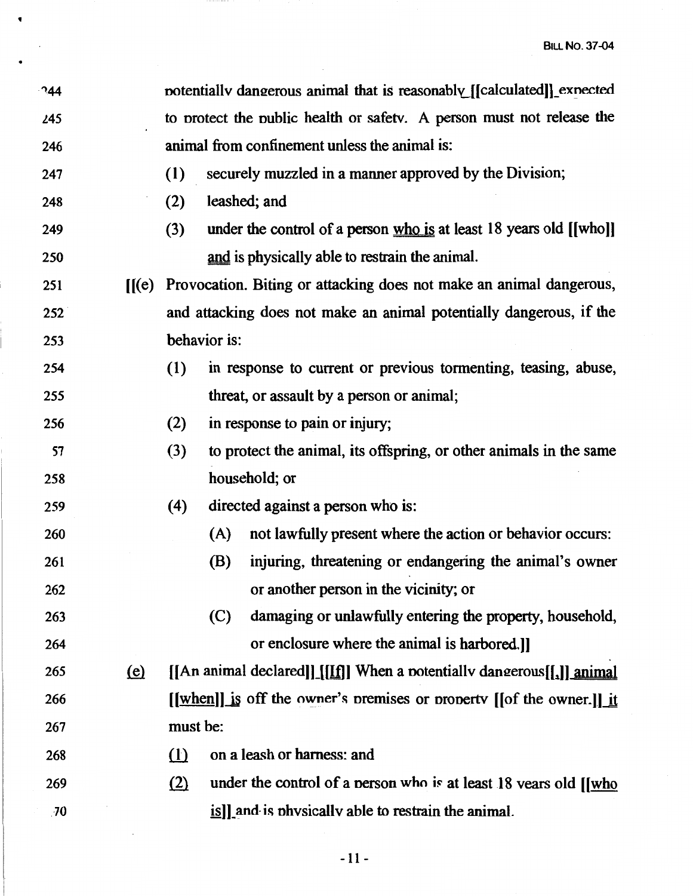244 potentially dangerous animal that is reasonably [[calculated]] expected

245 to protect the public health or safety. A person must not release the

246 animal from confinement unless the animal is:

247 (1) securely muzzled in a manner approved by the Division;

248 (2) leashed; and

249 (3) under the control of a person <u>who is</u> at least 18 years old [[who]]

250 <u>and</u> is physically able to restrain the animal.

251 [[(e) Provocation. Biting or attacking does not make an animal dangerous,

252 and attacking does not make an animal potentially dangerous, if the

253 behavior is:

254 (1) in response to current or previous tormenting, teasing, abuse,

255 threat, or assault by a person or animal;

256 (2) in response to pain or injury;

257 (3) to protect the animal, its offspring, or other animals in the same

258 household; or

259 (4) directed against a person who is:

260 (A) not lawfully present where the action or behavior occurs:

261 (B) injuring, threatening or endangering the animal's owner

262 or another person in the vicinity; or

263 (C) damaging or unlawfully entering the property, household,

264 or enclosure where the animal is harbored.]]

265 <u>(e)</u> [[An animal declared]] [[<u>If</u>]] When a potentially dangerous[[,]] <u>animal</u>

266 [[<u>when</u>]] <u>is</u> off the owner's premises or property [[of the owner.]] <u>it</u>

267 must be:

268 <u>(1)</u> on a leash or harness: and

269 <u>(2)</u> under the control of a person who is at least 18 years old [[<u>who</u>

270 <u>is</u>]] and is physically able to restrain the animal.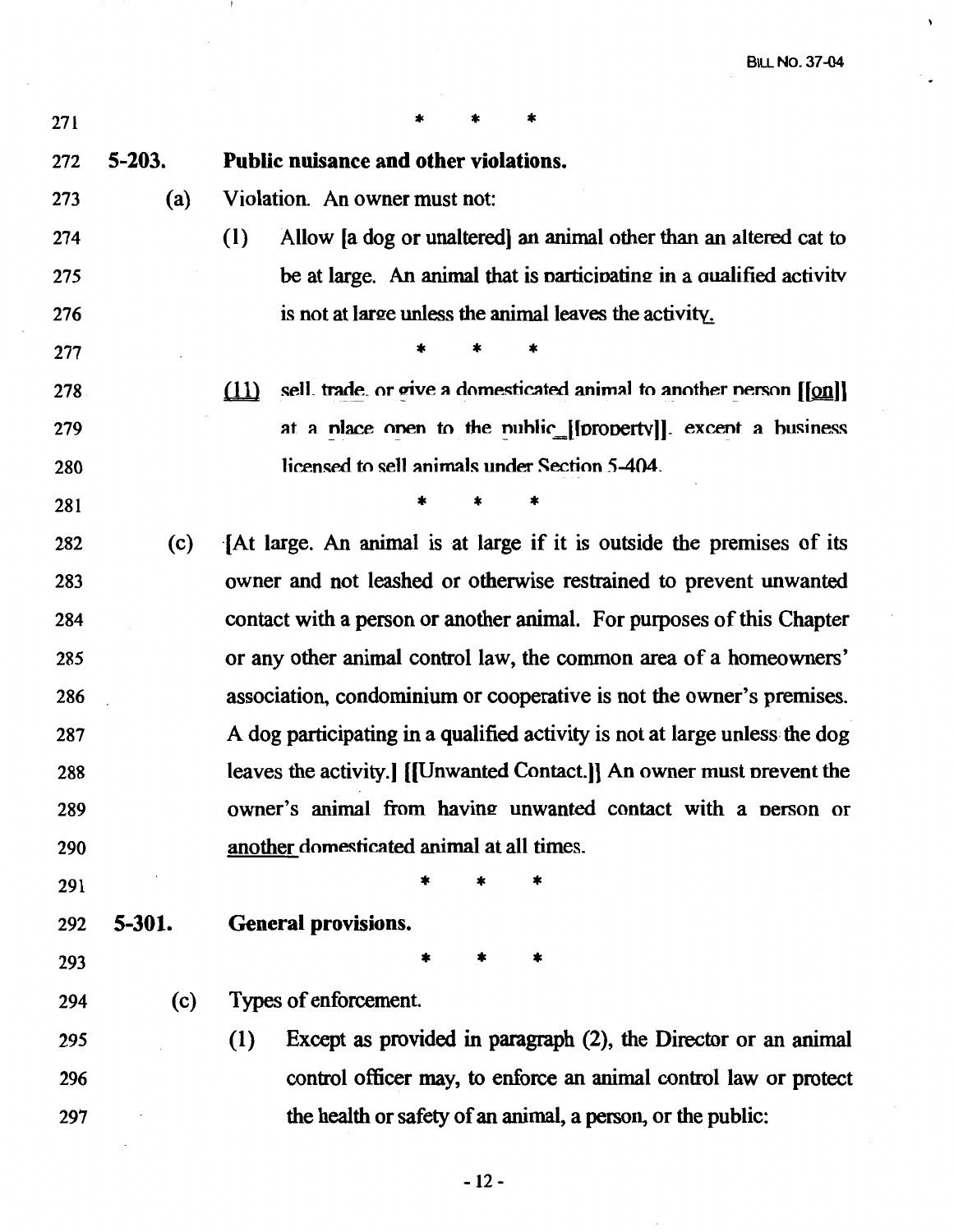271 * * *

272 **5-203. Public nuisance and other violations.**

273 (a) Violation. An owner must not:

274 (1) Allow [a dog or unaltered] an animal other than an altered cat to

275 be at large. An animal that is participating in a qualified activity

276 is not at large unless the animal leaves the activity.

277 * * *

278 (11) sell, trade, or give a domesticated animal to another person [[on]]

279 at a place open to the public [[property]], except a business

280 licensed to sell animals under Section 5-404.

281 * * *

282 (c) [At large. An animal is at large if it is outside the premises of its

283 owner and not leashed or otherwise restrained to prevent unwanted

284 contact with a person or another animal. For purposes of this Chapter

285 or any other animal control law, the common area of a homeowners'

286 association, condominium or cooperative is not the owner's premises.

287 A dog participating in a qualified activity is not at large unless the dog

288 leaves the activity.] [[Unwanted Contact.]] An owner must prevent the

289 owner's animal from having unwanted contact with a person or

290 another domesticated animal at all times.

291 * * *

292 **5-301. General provisions.**

293 * * *

294 (c) Types of enforcement.

295 (1) Except as provided in paragraph (2), the Director or an animal

296 control officer may, to enforce an animal control law or protect

297 the health or safety of an animal, a person, or the public: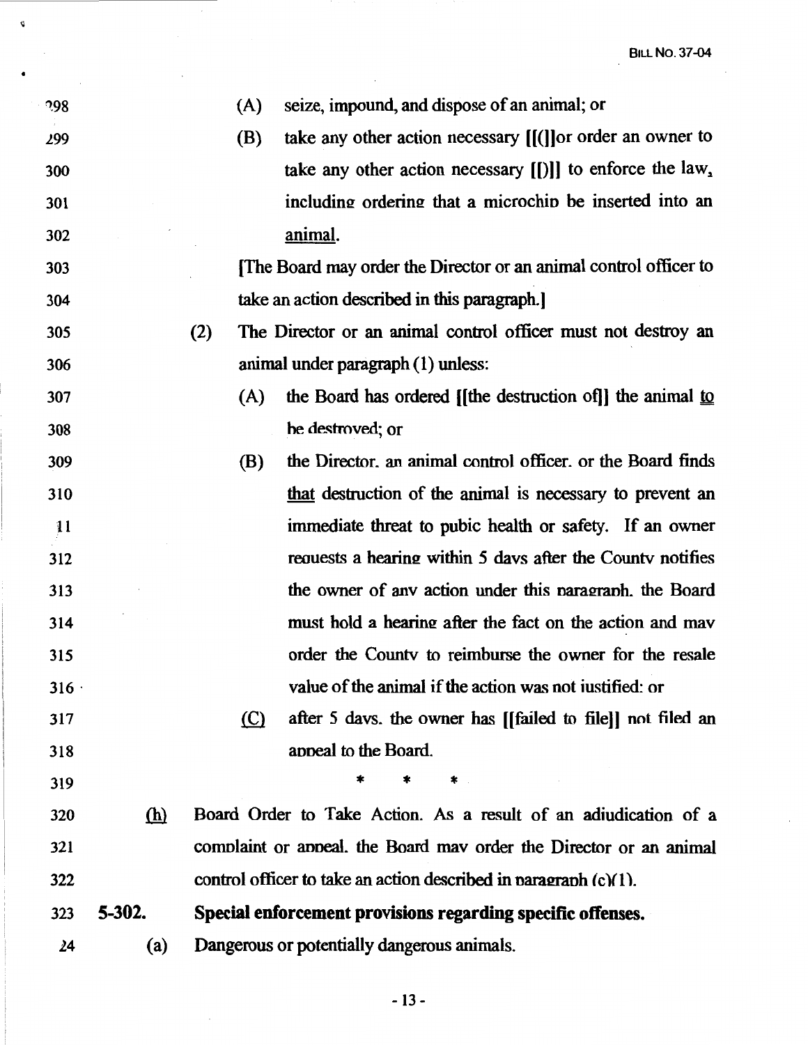298 (A) seize, impound, and dispose of an animal; or

299 (B) take any other action necessary [[(]]or order an owner to

300 take any other action necessary [[)]] to enforce the law,

301 including ordering that a microchip be inserted into an

302 animal.

303 [The Board may order the Director or an animal control officer to

304 take an action described in this paragraph.]

305 (2) The Director or an animal control officer must not destroy an

306 animal under paragraph (1) unless:

307 (A) the Board has ordered [[the destruction of]] the animal to

308 be destroyed; or

309 (B) the Director, an animal control officer, or the Board finds

310 that destruction of the animal is necessary to prevent an

311 immediate threat to pubic health or safety. If an owner

312 requests a hearing within 5 days after the County notifies

313 the owner of any action under this paragraph, the Board

314 must hold a hearing after the fact on the action and may

315 order the County to reimburse the owner for the resale

316 value of the animal if the action was not justified; or

317 (C) after 5 days, the owner has [[failed to file]] not filed an

318 appeal to the Board.

319 * * *

320 (h) Board Order to Take Action. As a result of an adjudication of a

321 complaint or appeal, the Board may order the Director or an animal

322 control officer to take an action described in paragraph (c)(1).

323 **5-302. Special enforcement provisions regarding specific offenses.**

324 (a) Dangerous or potentially dangerous animals.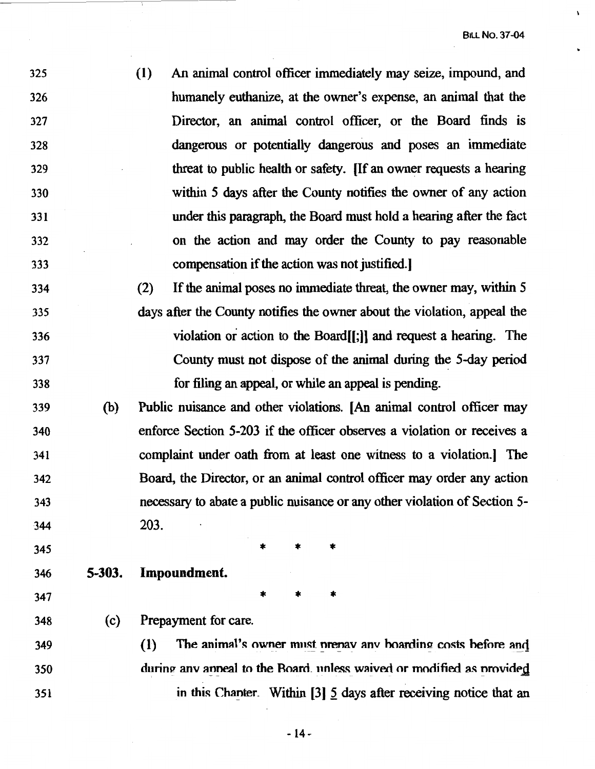325 (1) An animal control officer immediately may seize, impound, and
326 humanely euthanize, at the owner's expense, an animal that the
327 Director, an animal control officer, or the Board finds is
328 dangerous or potentially dangerous and poses an immediate
329 threat to public health or safety. [If an owner requests a hearing
330 within 5 days after the County notifies the owner of any action
331 under this paragraph, the Board must hold a hearing after the fact
332 on the action and may order the County to pay reasonable
333 compensation if the action was not justified.]

334 (2) If the animal poses no immediate threat, the owner may, within 5
335 days after the County notifies the owner about the violation, appeal the
336 violation or action to the Board[[;]] and request a hearing. The
337 County must not dispose of the animal during the 5-day period
338 for filing an appeal, or while an appeal is pending.

339 (b) Public nuisance and other violations. [An animal control officer may
340 enforce Section 5-203 if the officer observes a violation or receives a
341 complaint under oath from at least one witness to a violation.] The
342 Board, the Director, or an animal control officer may order any action
343 necessary to abate a public nuisance or any other violation of Section 5-
344 203.

345 * * *

346 **5-303. Impoundment.**

347 * * *

348 (c) Prepayment for care.

349 (1) The animal's owner must prepay any boarding costs before and
350 during any appeal to the Board, unless waived or modified as provided
351 in this Chapter. Within [3] 5 days after receiving notice that an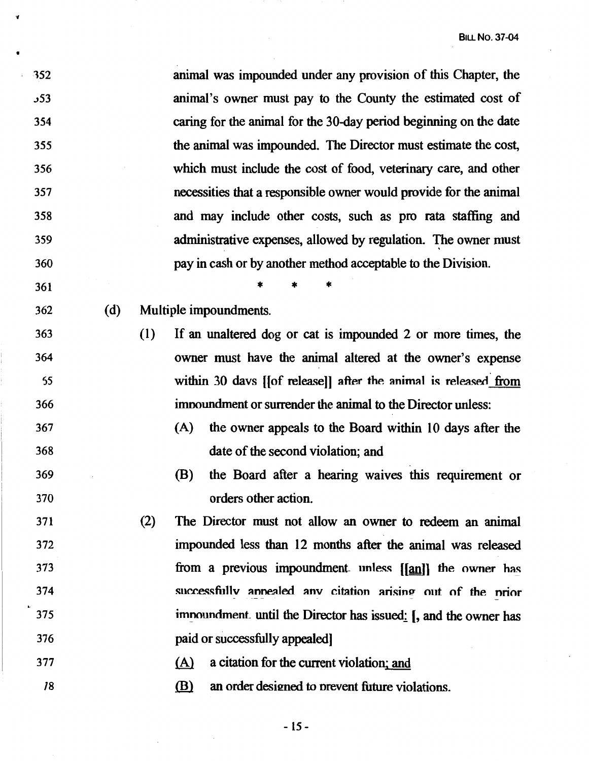animal was impounded under any provision of this Chapter, the animal's owner must pay to the County the estimated cost of caring for the animal for the 30-day period beginning on the date the animal was impounded. The Director must estimate the cost, which must include the cost of food, veterinary care, and other necessities that a responsible owner would provide for the animal and may include other costs, such as pro rata staffing and administrative expenses, allowed by regulation. The owner must pay in cash or by another method acceptable to the Division.

\* \* \*

(d) Multiple impoundments.

(1) If an unaltered dog or cat is impounded 2 or more times, the owner must have the animal altered at the owner's expense within 30 days [[of release]] after the animal is released from impoundment or surrender the animal to the Director unless:

(A) the owner appeals to the Board within 10 days after the date of the second violation; and

(B) the Board after a hearing waives this requirement or orders other action.

(2) The Director must not allow an owner to redeem an animal impounded less than 12 months after the animal was released from a previous impoundment, unless [[an]] the owner has successfully appealed any citation arising out of the prior impoundment, until the Director has issued: [, and the owner has paid or successfully appealed]

(A) a citation for the current violation; and

(B) an order designed to prevent future violations.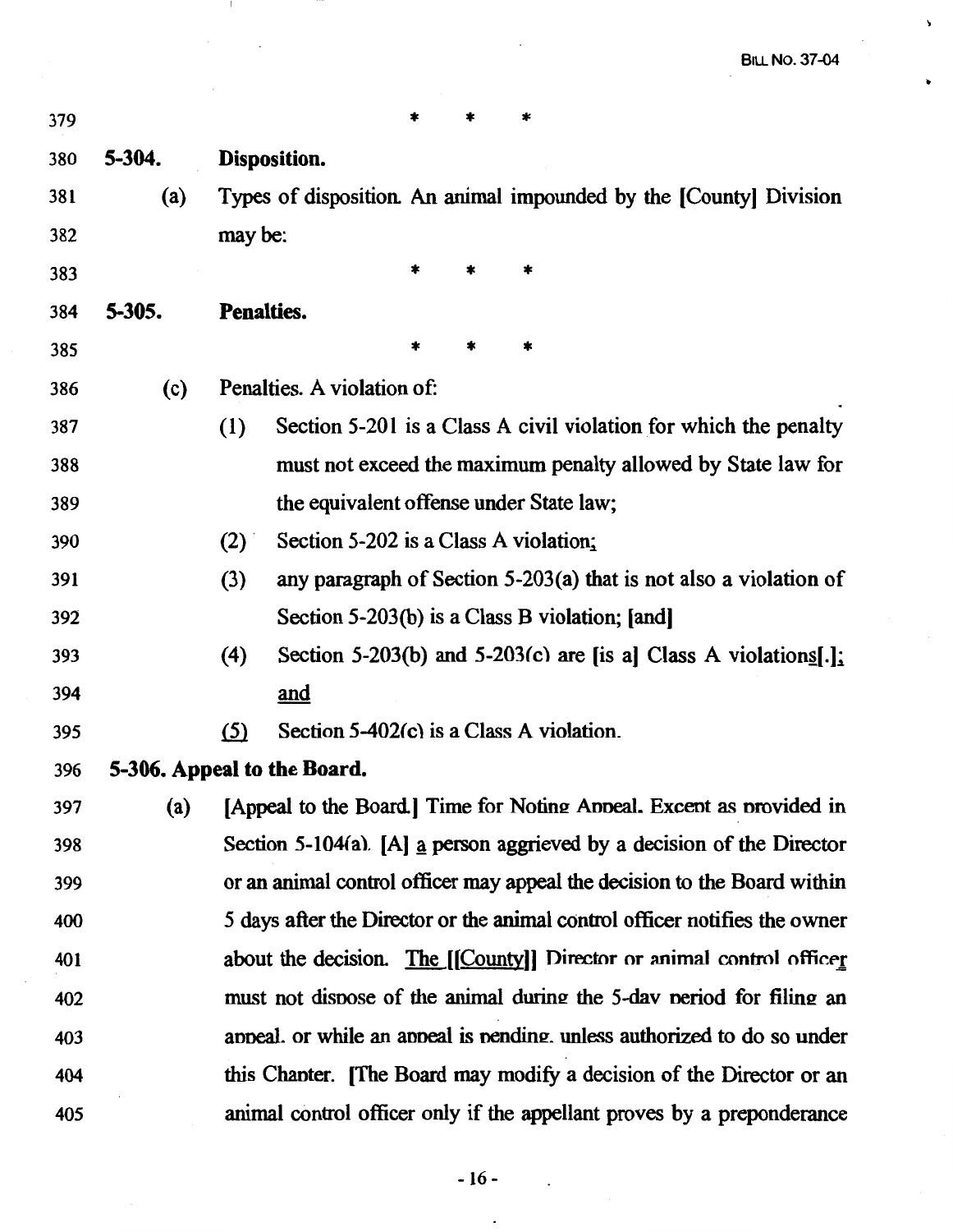379 * * *

380 **5-304. Disposition.**

381 (a) Types of disposition. An animal impounded by the [County] Division

382 may be:

383 * * *

384 **5-305. Penalties.**

385 * * *

386 (c) Penalties. A violation of:

387 (1) Section 5-201 is a Class A civil violation for which the penalty

388 must not exceed the maximum penalty allowed by State law for

389 the equivalent offense under State law;

390 (2) Section 5-202 is a Class A violation;

391 (3) any paragraph of Section 5-203(a) that is not also a violation of

392 Section 5-203(b) is a Class B violation; [and]

393 (4) Section 5-203(b) and 5-203(c) are [is a] Class A violations[.];

394 and

395 (5) Section 5-402(c) is a Class A violation.

396 **5-306. Appeal to the Board.**

397 (a) [Appeal to the Board.] Time for Noting Appeal. Except as provided in

398 Section 5-104(a). [A] a person aggrieved by a decision of the Director

399 or an animal control officer may appeal the decision to the Board within

400 5 days after the Director or the animal control officer notifies the owner

401 about the decision. The [[County]] Director or animal control officer

402 must not dispose of the animal during the 5-day period for filing an

403 appeal, or while an appeal is pending, unless authorized to do so under

404 this Chapter. [The Board may modify a decision of the Director or an

405 animal control officer only if the appellant proves by a preponderance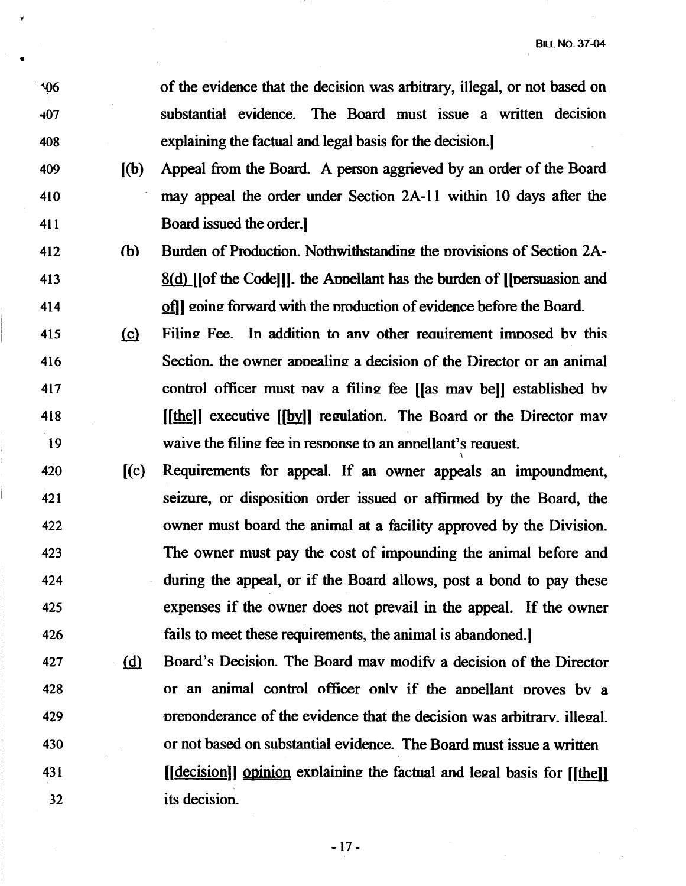406 of the evidence that the decision was arbitrary, illegal, or not based on
407 substantial evidence. The Board must issue a written decision
408 explaining the factual and legal basis for the decision.]

409 [(b) Appeal from the Board. A person aggrieved by an order of the Board
410 may appeal the order under Section 2A-11 within 10 days after the
411 Board issued the order.]

412 (b) Burden of Production. Nothwithstanding the provisions of Section 2A-
413 8(d) [[of the Code]], the Appellant has the burden of [[persuasion and
414 of]] going forward with the production of evidence before the Board.

415 (c) Filing Fee. In addition to any other requirement imposed by this
416 Section, the owner appealing a decision of the Director or an animal
417 control officer must pay a filing fee [[as may be]] established by
418 [[the]] executive [[by]] regulation. The Board or the Director may
419 waive the filing fee in response to an appellant's request.

420 [(c) Requirements for appeal. If an owner appeals an impoundment,
421 seizure, or disposition order issued or affirmed by the Board, the
422 owner must board the animal at a facility approved by the Division.
423 The owner must pay the cost of impounding the animal before and
424 during the appeal, or if the Board allows, post a bond to pay these
425 expenses if the owner does not prevail in the appeal. If the owner
426 fails to meet these requirements, the animal is abandoned.]

427 (d) Board's Decision. The Board may modify a decision of the Director
428 or an animal control officer only if the appellant proves by a
429 preponderance of the evidence that the decision was arbitrary, illegal,
430 or not based on substantial evidence. The Board must issue a written
431 [[decision]] opinion explaining the factual and legal basis for [[the]]
432 its decision.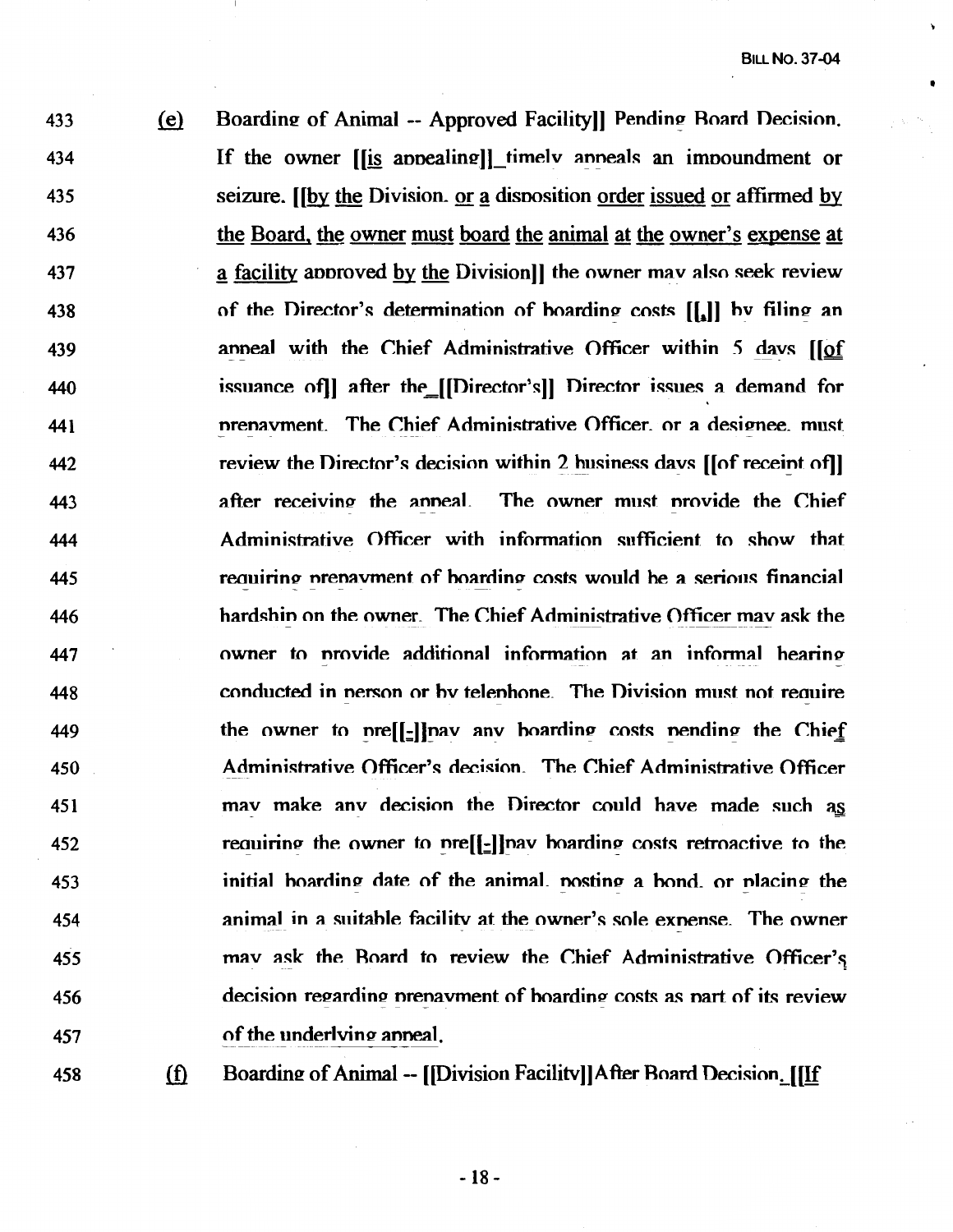433 (e) Boarding of Animal -- Approved Facility]] Pending Board Decision.
434 If the owner [[is appealing]] timely appeals an impoundment or
435 seizure. [[by the Division, or a disposition order issued or affirmed by
436 the Board, the owner must board the animal at the owner's expense at
437 a facility approved by the Division]] the owner may also seek review
438 of the Director's determination of boarding costs [[,]] by filing an
439 appeal with the Chief Administrative Officer within 5 days [[of
440 issuance of]] after the [[Director's]] Director issues a demand for
441 prepayment. The Chief Administrative Officer, or a designee, must
442 review the Director's decision within 2 business days [[of receipt of]]
443 after receiving the appeal. The owner must provide the Chief
444 Administrative Officer with information sufficient to show that
445 requiring prepayment of boarding costs would be a serious financial
446 hardship on the owner. The Chief Administrative Officer may ask the
447 owner to provide additional information at an informal hearing
448 conducted in person or by telephone. The Division must not require
449 the owner to pre[[-]]pay any boarding costs pending the Chief
450 Administrative Officer's decision. The Chief Administrative Officer
451 may make any decision the Director could have made such as
452 requiring the owner to pre[[-]]pay boarding costs retroactive to the
453 initial boarding date of the animal, posting a bond, or placing the
454 animal in a suitable facility at the owner's sole expense. The owner
455 may ask the Board to review the Chief Administrative Officer's
456 decision regarding prepayment of boarding costs as part of its review
457 of the underlying appeal.

458 (f) Boarding of Animal -- [[Division Facility]] After Board Decision. [[If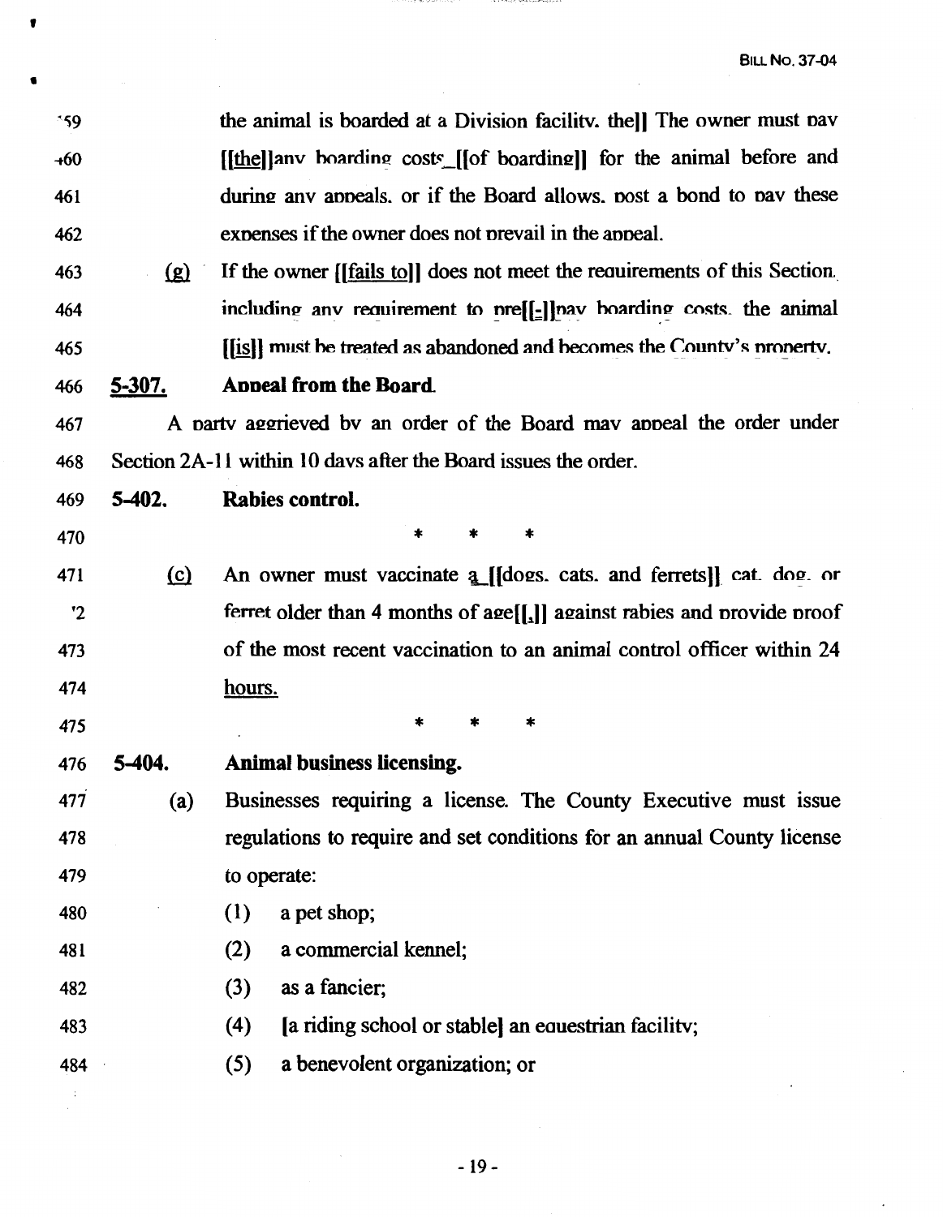459 the animal is boarded at a Division facility, the]] The owner must pay [[the]]any boarding costs [[of boarding]] for the animal before and

460 

461 during any appeals, or if the Board allows, post a bond to pay these

462 expenses if the owner does not prevail in the appeal.

463 (g) If the owner [[fails to]] does not meet the requirements of this Section,

464 including any requirement to pre[[-]]pay boarding costs, the animal

465 [[is]] must be treated as abandoned and becomes the County's property.

466 **5-307. Appeal from the Board.**

467 A party aggrieved by an order of the Board may appeal the order under

468 Section 2A-11 within 10 days after the Board issues the order.

469 **5-402. Rabies control.**

470 * * *

471 (c) An owner must vaccinate a [[dogs, cats, and ferrets]] cat, dog, or

472 ferret older than 4 months of age[[,]] against rabies and provide proof

473 of the most recent vaccination to an animal control officer within 24

474 hours.

475 * * *

476 **5-404. Animal business licensing.**

477 (a) Businesses requiring a license. The County Executive must issue

478 regulations to require and set conditions for an annual County license

479 to operate:

480 (1) a pet shop;

481 (2) a commercial kennel;

482 (3) as a fancier;

483 (4) [a riding school or stable] an equestrian facility;

484 (5) a benevolent organization; or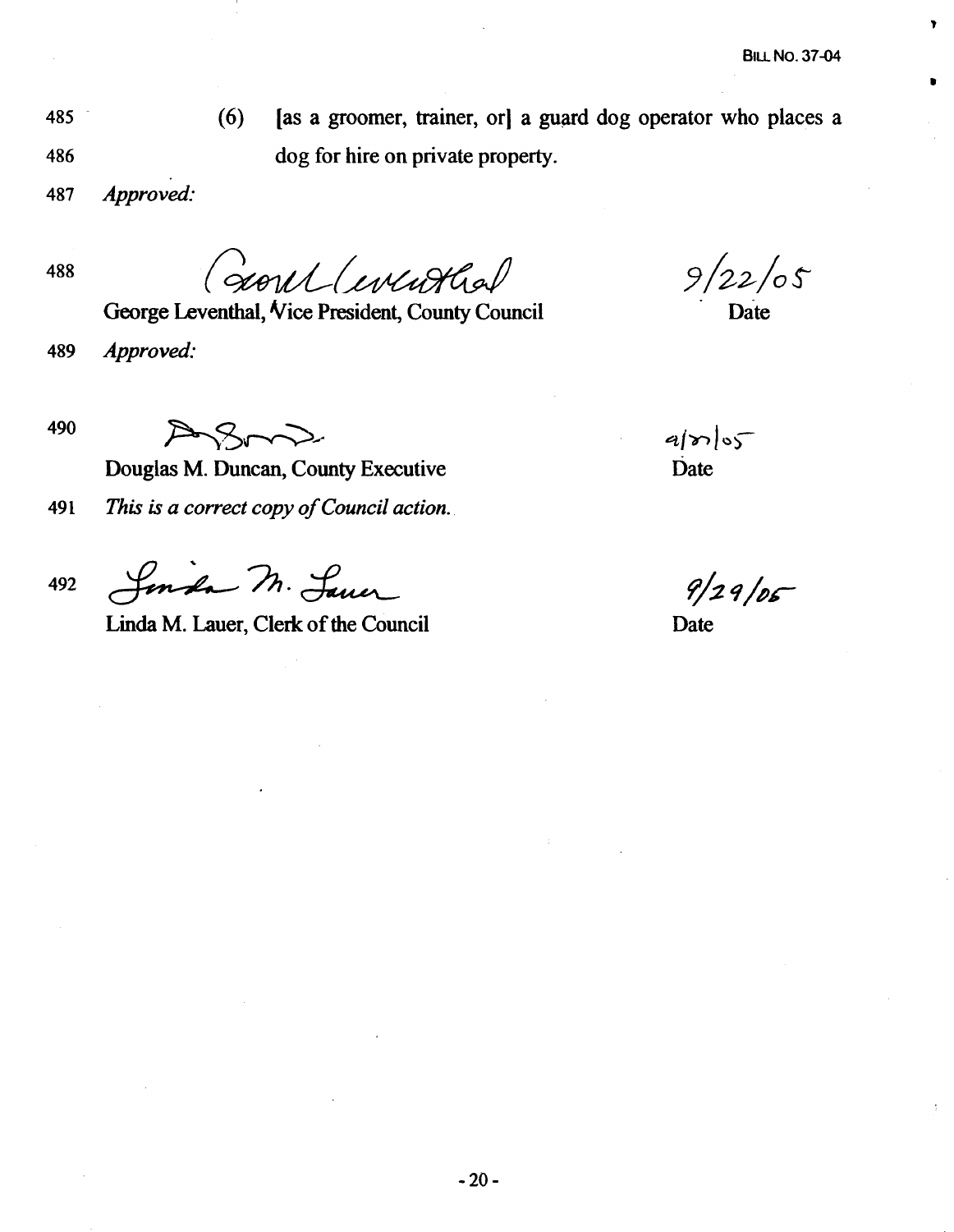485 (6) [as a groomer, trainer, or] a guard dog operator who places a
486 dog for hire on private property.

487 *Approved:*

488 | | |
|---|---|
| George Leventhal, Vice President, County Council | 9/22/05<br>Date |

489 *Approved:*

490 | | |
|---|---|
| Douglas M. Duncan, County Executive | 9/30/05<br>Date |

491 *This is a correct copy of Council action.*

492 | | |
|---|---|
| Linda M. Lauer, Clerk of the Council | 9/29/05<br>Date |